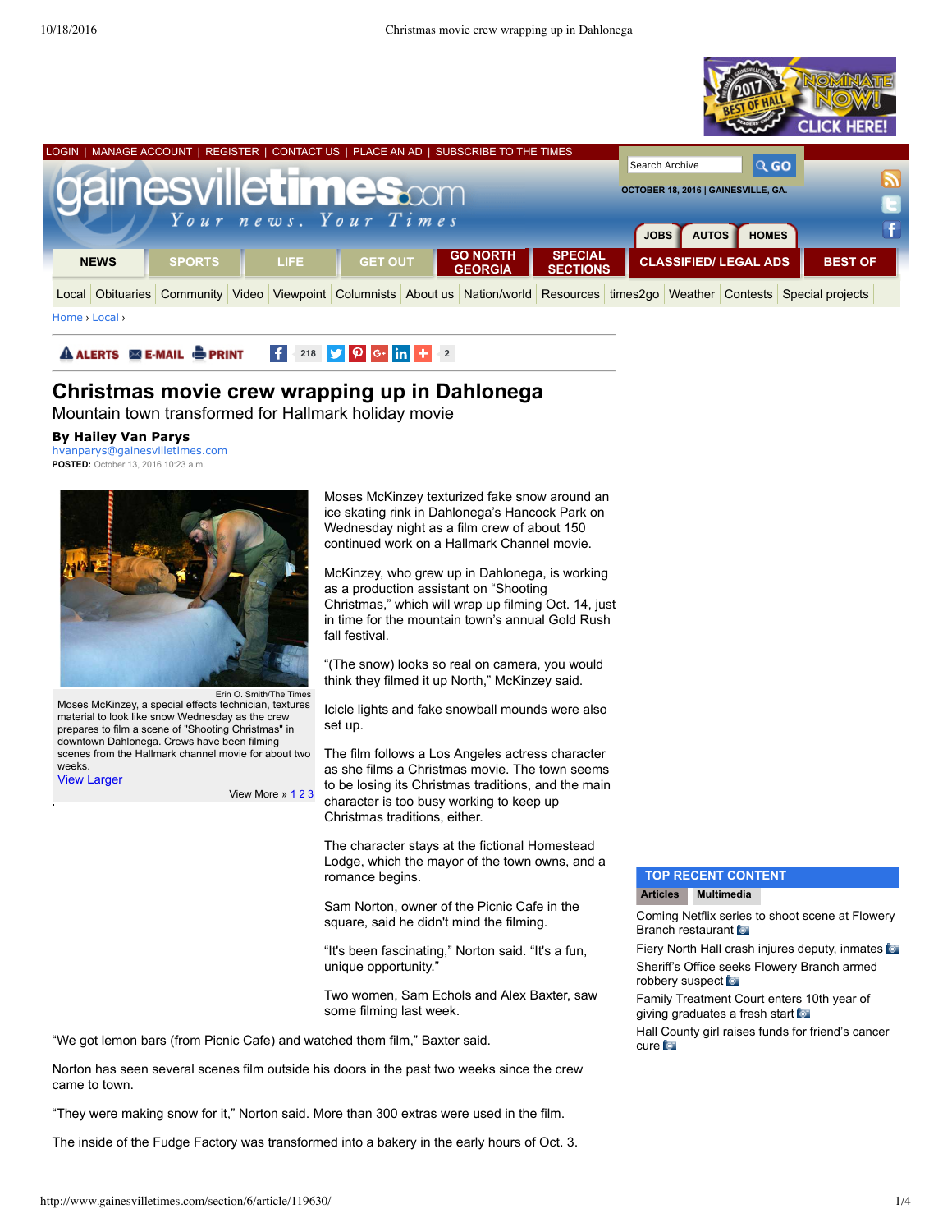# Christmas movie crew wrapping up in Dahlonega

## Mountain town transformed for Hallmark holiday movie

**By Hailey Van Parys**
hvanparys@gainesvilletimes.com
**POSTED:** October 13, 2016 10:23 a.m.

Erin O. Smith/The Times
Moses McKinzey, a special effects technician, textures material to look like snow Wednesday as the crew prepares to film a scene of "Shooting Christmas" in downtown Dahlonega. Crews have been filming scenes from the Hallmark channel movie for about two weeks.

Moses McKinzey texturized fake snow around an ice skating rink in Dahlonega's Hancock Park on Wednesday night as a film crew of about 150 continued work on a Hallmark Channel movie.

McKinzey, who grew up in Dahlonega, is working as a production assistant on "Shooting Christmas," which will wrap up filming Oct. 14, just in time for the mountain town's annual Gold Rush fall festival.

"(The snow) looks so real on camera, you would think they filmed it up North," McKinzey said.

Icicle lights and fake snowball mounds were also set up.

The film follows a Los Angeles actress character as she films a Christmas movie. The town seems to be losing its Christmas traditions, and the main character is too busy working to keep up Christmas traditions, either.

The character stays at the fictional Homestead Lodge, which the mayor of the town owns, and a romance begins.

Sam Norton, owner of the Picnic Cafe in the square, said he didn't mind the filming.

"It's been fascinating," Norton said. "It's a fun, unique opportunity."

Two women, Sam Echols and Alex Baxter, saw some filming last week.

"We got lemon bars (from Picnic Cafe) and watched them film," Baxter said.

Norton has seen several scenes film outside his doors in the past two weeks since the crew came to town.

"They were making snow for it," Norton said. More than 300 extras were used in the film.

The inside of the Fudge Factory was transformed into a bakery in the early hours of Oct. 3.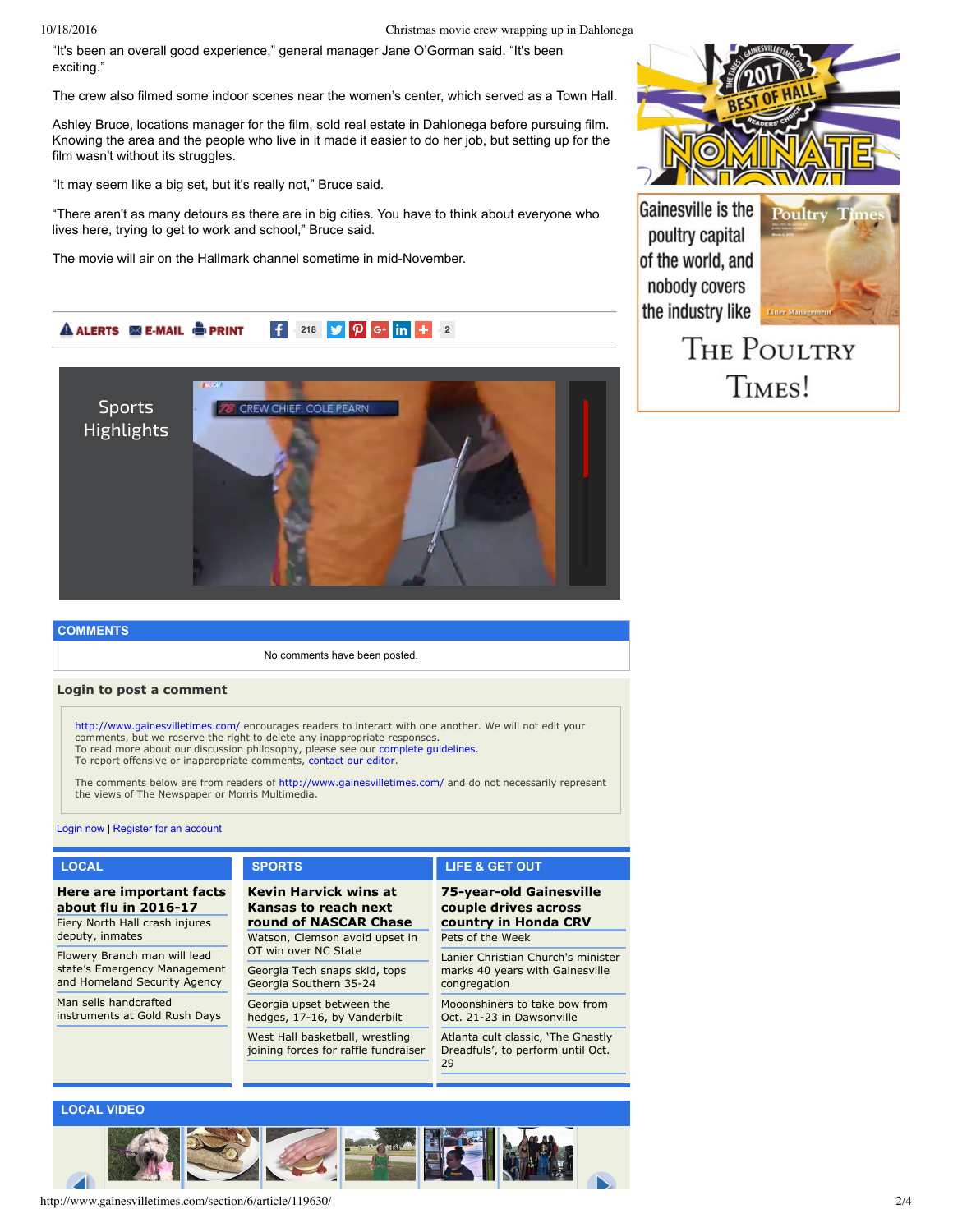"It's been an overall good experience," general manager Jane O'Gorman said. "It's been exciting."

The crew also filmed some indoor scenes near the women's center, which served as a Town Hall.

Ashley Bruce, locations manager for the film, sold real estate in Dahlonega before pursuing film. Knowing the area and the people who live in it made it easier to do her job, but setting up for the film wasn't without its struggles.

"It may seem like a big set, but it's really not," Bruce said.

"There aren't as many detours as there are in big cities. You have to think about everyone who lives here, trying to get to work and school," Bruce said.

The movie will air on the Hallmark channel sometime in mid-November.

ALERTS E-MAIL PRINT 218 2

Sports Highlights

## COMMENTS

No comments have been posted.

### Login to post a comment

http://www.gainesvilletimes.com/ encourages readers to interact with one another. We will not edit your comments, but we reserve the right to delete any inappropriate responses.
To read more about our discussion philosophy, please see our complete guidelines.
To report offensive or inappropriate comments, contact our editor.

The comments below are from readers of http://www.gainesvilletimes.com/ and do not necessarily represent the views of The Newspaper or Morris Multimedia.

Login now | Register for an account

## LOCAL

**Here are important facts about flu in 2016-17**

Fiery North Hall crash injures deputy, inmates

Flowery Branch man will lead state's Emergency Management and Homeland Security Agency

Man sells handcrafted instruments at Gold Rush Days

## SPORTS

**Kevin Harvick wins at Kansas to reach next round of NASCAR Chase**

Watson, Clemson avoid upset in OT win over NC State

Georgia Tech snaps skid, tops Georgia Southern 35-24

Georgia upset between the hedges, 17-16, by Vanderbilt

West Hall basketball, wrestling joining forces for raffle fundraiser

## LIFE & GET OUT

**75-year-old Gainesville couple drives across country in Honda CRV**

Pets of the Week

Lanier Christian Church's minister marks 40 years with Gainesville congregation

Mooonshiners to take bow from Oct. 21-23 in Dawsonville

Atlanta cult classic, 'The Ghastly Dreadfuls', to perform until Oct. 29

## LOCAL VIDEO

Gainesville is the poultry capital of the world, and nobody covers the industry like The Poultry Times!